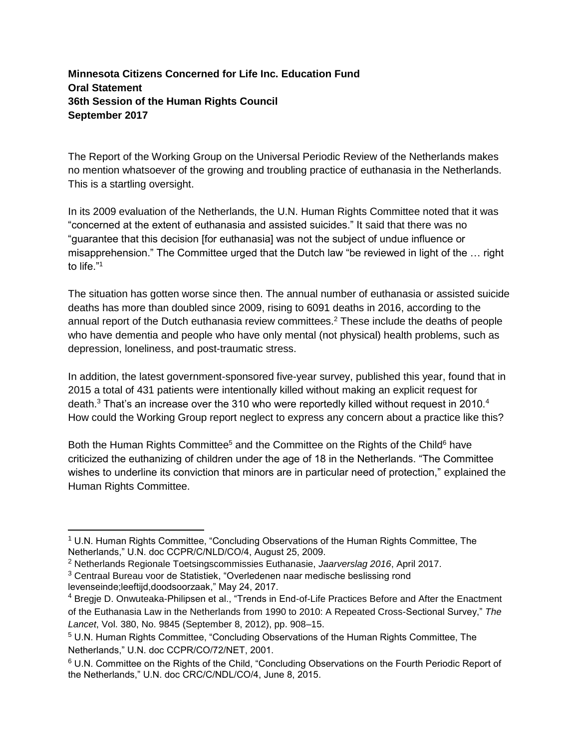**Minnesota Citizens Concerned for Life Inc. Education Fund**
**Oral Statement**
**36th Session of the Human Rights Council**
**September 2017**

The Report of the Working Group on the Universal Periodic Review of the Netherlands makes no mention whatsoever of the growing and troubling practice of euthanasia in the Netherlands. This is a startling oversight.

In its 2009 evaluation of the Netherlands, the U.N. Human Rights Committee noted that it was "concerned at the extent of euthanasia and assisted suicides." It said that there was no "guarantee that this decision [for euthanasia] was not the subject of undue influence or misapprehension." The Committee urged that the Dutch law "be reviewed in light of the … right to life."[1]

The situation has gotten worse since then. The annual number of euthanasia or assisted suicide deaths has more than doubled since 2009, rising to 6091 deaths in 2016, according to the annual report of the Dutch euthanasia review committees.[2] These include the deaths of people who have dementia and people who have only mental (not physical) health problems, such as depression, loneliness, and post-traumatic stress.

In addition, the latest government-sponsored five-year survey, published this year, found that in 2015 a total of 431 patients were intentionally killed without making an explicit request for death.[3] That's an increase over the 310 who were reportedly killed without request in 2010.[4] How could the Working Group report neglect to express any concern about a practice like this?

Both the Human Rights Committee[5] and the Committee on the Rights of the Child[6] have criticized the euthanizing of children under the age of 18 in the Netherlands. "The Committee wishes to underline its conviction that minors are in particular need of protection," explained the Human Rights Committee.

---

[1] U.N. Human Rights Committee, "Concluding Observations of the Human Rights Committee, The Netherlands," U.N. doc CCPR/C/NLD/CO/4, August 25, 2009.

[2] Netherlands Regionale Toetsingscommissies Euthanasie, *Jaarverslag 2016*, April 2017.

[3] Centraal Bureau voor de Statistiek, "Overledenen naar medische beslissing rond levenseinde;leeftijd,doodsoorzaak," May 24, 2017.

[4] Bregje D. Onwuteaka-Philipsen et al., "Trends in End-of-Life Practices Before and After the Enactment of the Euthanasia Law in the Netherlands from 1990 to 2010: A Repeated Cross-Sectional Survey," *The Lancet*, Vol. 380, No. 9845 (September 8, 2012), pp. 908–15.

[5] U.N. Human Rights Committee, "Concluding Observations of the Human Rights Committee, The Netherlands," U.N. doc CCPR/CO/72/NET, 2001.

[6] U.N. Committee on the Rights of the Child, "Concluding Observations on the Fourth Periodic Report of the Netherlands," U.N. doc CRC/C/NDL/CO/4, June 8, 2015.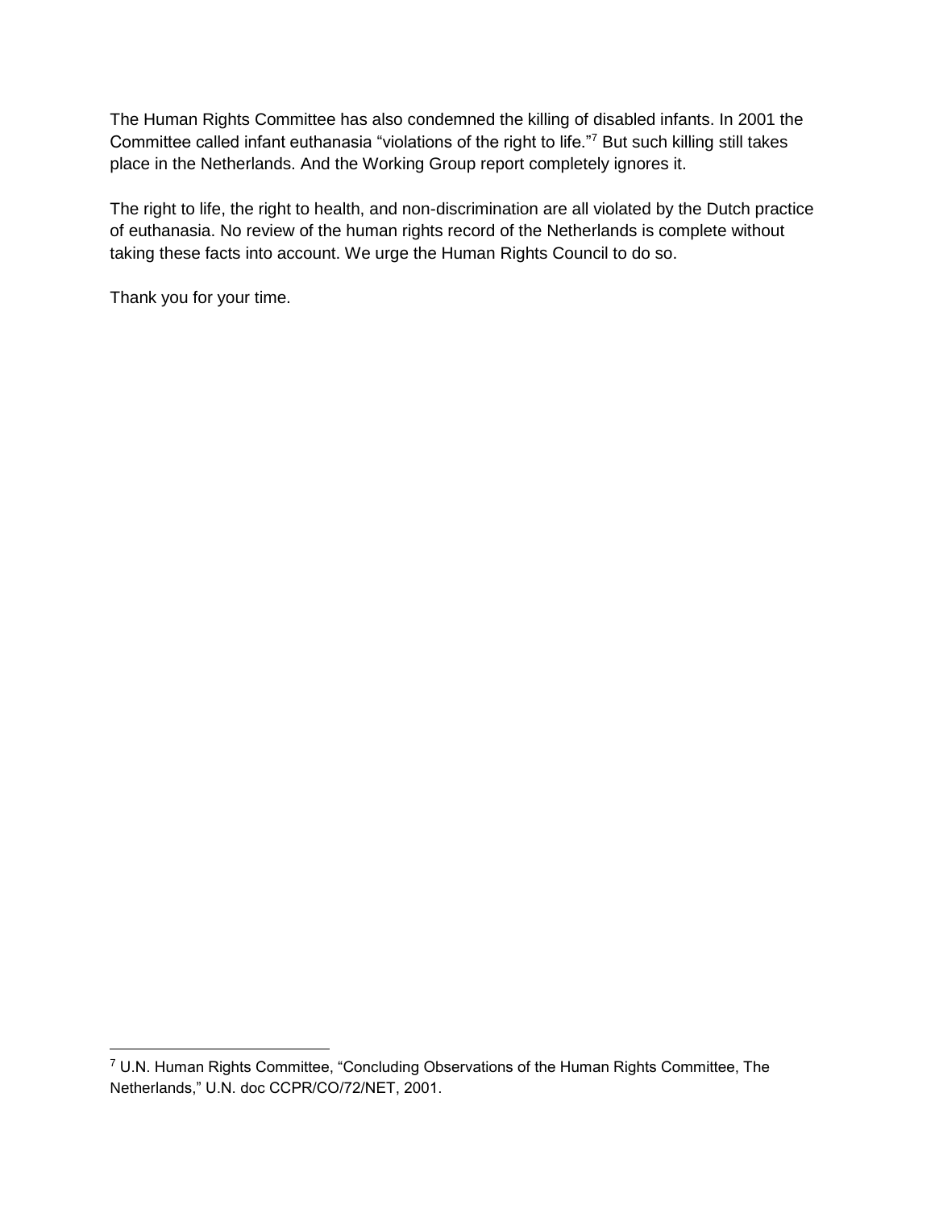The Human Rights Committee has also condemned the killing of disabled infants. In 2001 the Committee called infant euthanasia "violations of the right to life."[7] But such killing still takes place in the Netherlands. And the Working Group report completely ignores it.

The right to life, the right to health, and non-discrimination are all violated by the Dutch practice of euthanasia. No review of the human rights record of the Netherlands is complete without taking these facts into account. We urge the Human Rights Council to do so.

Thank you for your time.

---

[7] U.N. Human Rights Committee, "Concluding Observations of the Human Rights Committee, The Netherlands," U.N. doc CCPR/CO/72/NET, 2001.